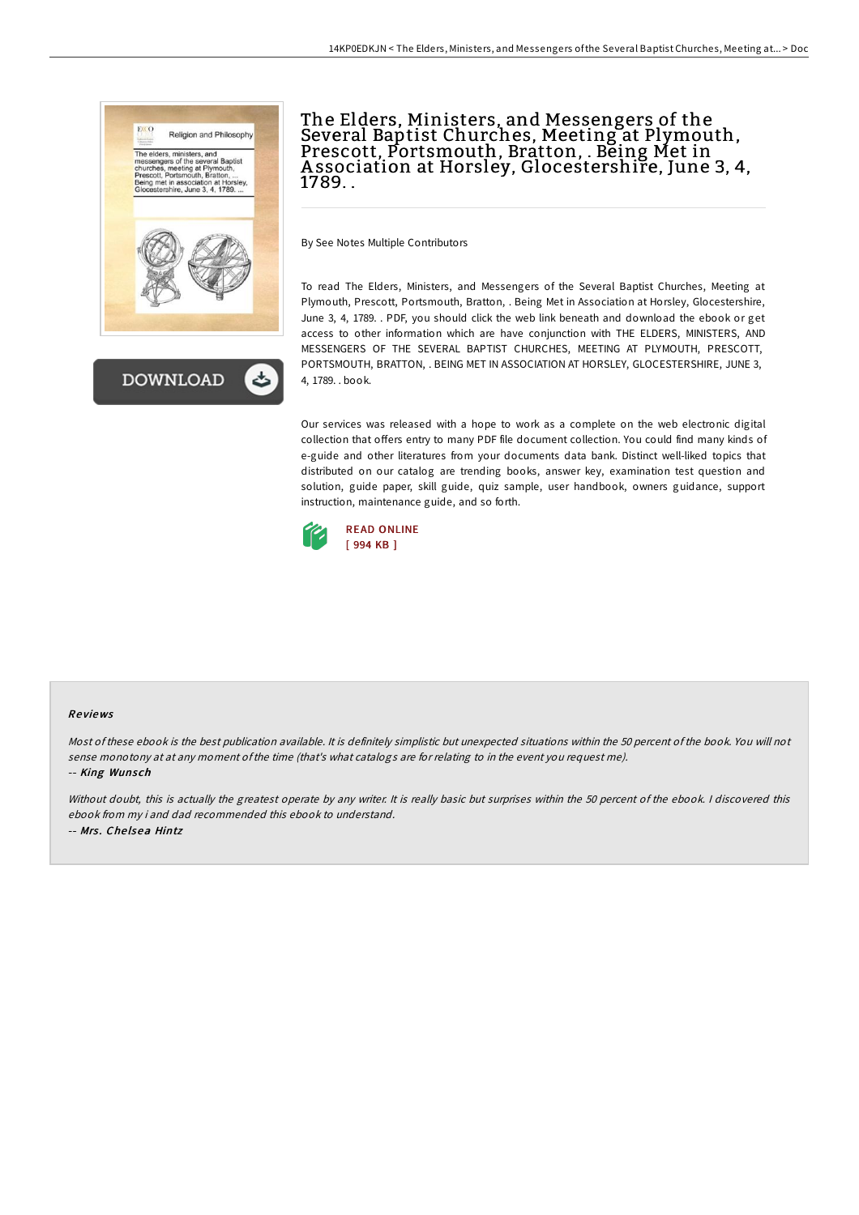# The Elders, Ministers, and Messengers of the Several Baptist Churches, Meeting at Plymouth, Prescott, Portsmouth, Bratton, . Being Met in Association at Horsley, Glocestershire, June 3, 4, 1789. .

By See Notes Multiple Contributors

To read The Elders, Ministers, and Messengers of the Several Baptist Churches, Meeting at Plymouth, Prescott, Portsmouth, Bratton, . Being Met in Association at Horsley, Glocestershire, June 3, 4, 1789. . PDF, you should click the web link beneath and download the ebook or get access to other information which are have conjunction with THE ELDERS, MINISTERS, AND MESSENGERS OF THE SEVERAL BAPTIST CHURCHES, MEETING AT PLYMOUTH, PRESCOTT, PORTSMOUTH, BRATTON, . BEING MET IN ASSOCIATION AT HORSLEY, GLOCESTERSHIRE, JUNE 3, 4, 1789. . book.

Our services was released with a hope to work as a complete on the web electronic digital collection that offers entry to many PDF file document collection. You could find many kinds of e-guide and other literatures from your documents data bank. Distinct well-liked topics that distributed on our catalog are trending books, answer key, examination test question and solution, guide paper, skill guide, quiz sample, user handbook, owners guidance, support instruction, maintenance guide, and so forth.

READ ONLINE
[ 994 KB ]

## Reviews

*Most of these ebook is the best publication available. It is definitely simplistic but unexpected situations within the 50 percent of the book. You will not sense monotony at at any moment of the time (that's what catalogs are for relating to in the event you request me).*

-- King Wunsch

*Without doubt, this is actually the greatest operate by any writer. It is really basic but surprises within the 50 percent of the ebook. I discovered this ebook from my i and dad recommended this ebook to understand.*

-- Mrs. Chelsea Hintz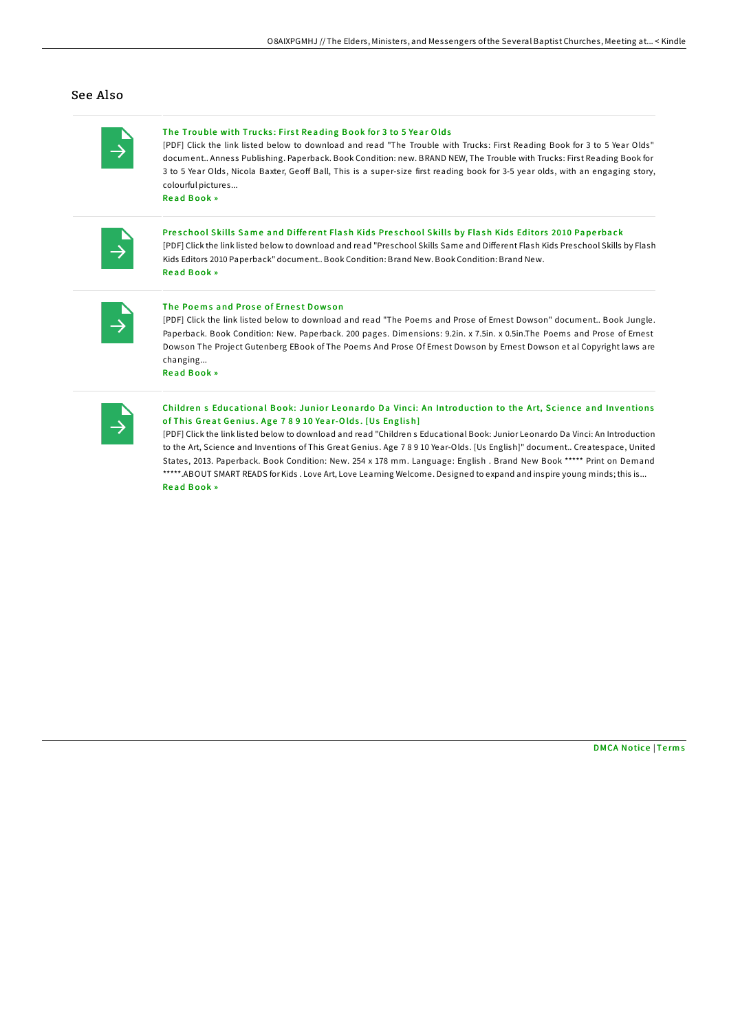## See Also

### The Trouble with Trucks: First Reading Book for 3 to 5 Year Olds

[PDF] Click the link listed below to download and read "The Trouble with Trucks: First Reading Book for 3 to 5 Year Olds" document.. Anness Publishing. Paperback. Book Condition: new. BRAND NEW, The Trouble with Trucks: First Reading Book for 3 to 5 Year Olds, Nicola Baxter, Geoff Ball, This is a super-size first reading book for 3-5 year olds, with an engaging story, colourful pictures...

Read Book »

### Preschool Skills Same and Different Flash Kids Preschool Skills by Flash Kids Editors 2010 Paperback

[PDF] Click the link listed below to download and read "Preschool Skills Same and Different Flash Kids Preschool Skills by Flash Kids Editors 2010 Paperback" document.. Book Condition: Brand New. Book Condition: Brand New.

Read Book »

### The Poems and Prose of Ernest Dowson

[PDF] Click the link listed below to download and read "The Poems and Prose of Ernest Dowson" document.. Book Jungle. Paperback. Book Condition: New. Paperback. 200 pages. Dimensions: 9.2in. x 7.5in. x 0.5in.The Poems and Prose of Ernest Dowson The Project Gutenberg EBook of The Poems And Prose Of Ernest Dowson by Ernest Dowson et al Copyright laws are changing...

Read Book »

### Children s Educational Book: Junior Leonardo Da Vinci: An Introduction to the Art, Science and Inventions of This Great Genius. Age 7 8 9 10 Year-Olds. [Us English]

[PDF] Click the link listed below to download and read "Children s Educational Book: Junior Leonardo Da Vinci: An Introduction to the Art, Science and Inventions of This Great Genius. Age 7 8 9 10 Year-Olds. [Us English]" document.. Createspace, United States, 2013. Paperback. Book Condition: New. 254 x 178 mm. Language: English . Brand New Book ***** Print on Demand *****.ABOUT SMART READS for Kids . Love Art, Love Learning Welcome. Designed to expand and inspire young minds; this is...

Read Book »